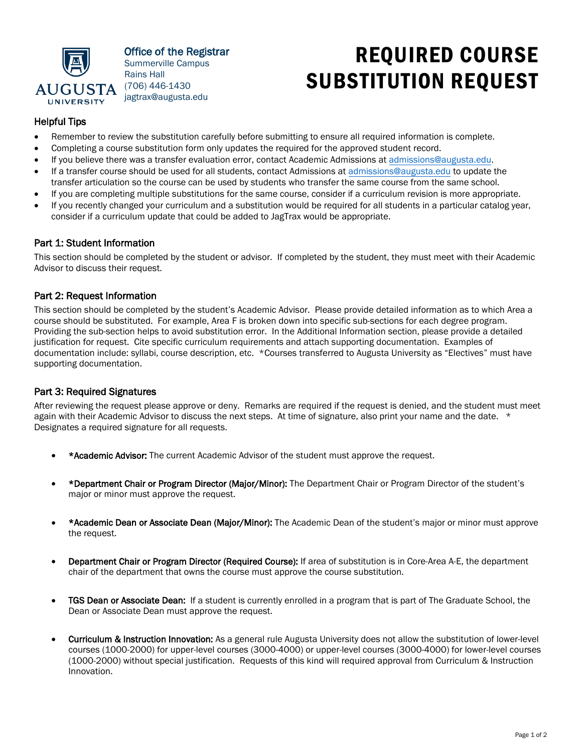**Office of the Registrar**
Summerville Campus
Rains Hall
(706) 446-1430
jagtrax@augusta.edu

# REQUIRED COURSE SUBSTITUTION REQUEST

## Helpful Tips

- Remember to review the substitution carefully before submitting to ensure all required information is complete.
- Completing a course substitution form only updates the required for the approved student record.
- If you believe there was a transfer evaluation error, contact Academic Admissions at admissions@augusta.edu.
- If a transfer course should be used for all students, contact Admissions at admissions@augusta.edu to update the transfer articulation so the course can be used by students who transfer the same course from the same school.
- If you are completing multiple substitutions for the same course, consider if a curriculum revision is more appropriate.
- If you recently changed your curriculum and a substitution would be required for all students in a particular catalog year, consider if a curriculum update that could be added to JagTrax would be appropriate.

## Part 1: Student Information

This section should be completed by the student or advisor. If completed by the student, they must meet with their Academic Advisor to discuss their request.

## Part 2: Request Information

This section should be completed by the student's Academic Advisor. Please provide detailed information as to which Area a course should be substituted. For example, Area F is broken down into specific sub-sections for each degree program. Providing the sub-section helps to avoid substitution error. In the Additional Information section, please provide a detailed justification for request. Cite specific curriculum requirements and attach supporting documentation. Examples of documentation include: syllabi, course description, etc. *Courses transferred to Augusta University as "Electives" must have supporting documentation.

## Part 3: Required Signatures

After reviewing the request please approve or deny. Remarks are required if the request is denied, and the student must meet again with their Academic Advisor to discuss the next steps. At time of signature, also print your name and the date. * Designates a required signature for all requests.

- **\*Academic Advisor:** The current Academic Advisor of the student must approve the request.
- **\*Department Chair or Program Director (Major/Minor):** The Department Chair or Program Director of the student's major or minor must approve the request.
- **\*Academic Dean or Associate Dean (Major/Minor):** The Academic Dean of the student's major or minor must approve the request.
- **Department Chair or Program Director (Required Course):** If area of substitution is in Core-Area A-E, the department chair of the department that owns the course must approve the course substitution.
- **TGS Dean or Associate Dean:** If a student is currently enrolled in a program that is part of The Graduate School, the Dean or Associate Dean must approve the request.
- **Curriculum & Instruction Innovation:** As a general rule Augusta University does not allow the substitution of lower-level courses (1000-2000) for upper-level courses (3000-4000) or upper-level courses (3000-4000) for lower-level courses (1000-2000) without special justification. Requests of this kind will required approval from Curriculum & Instruction Innovation.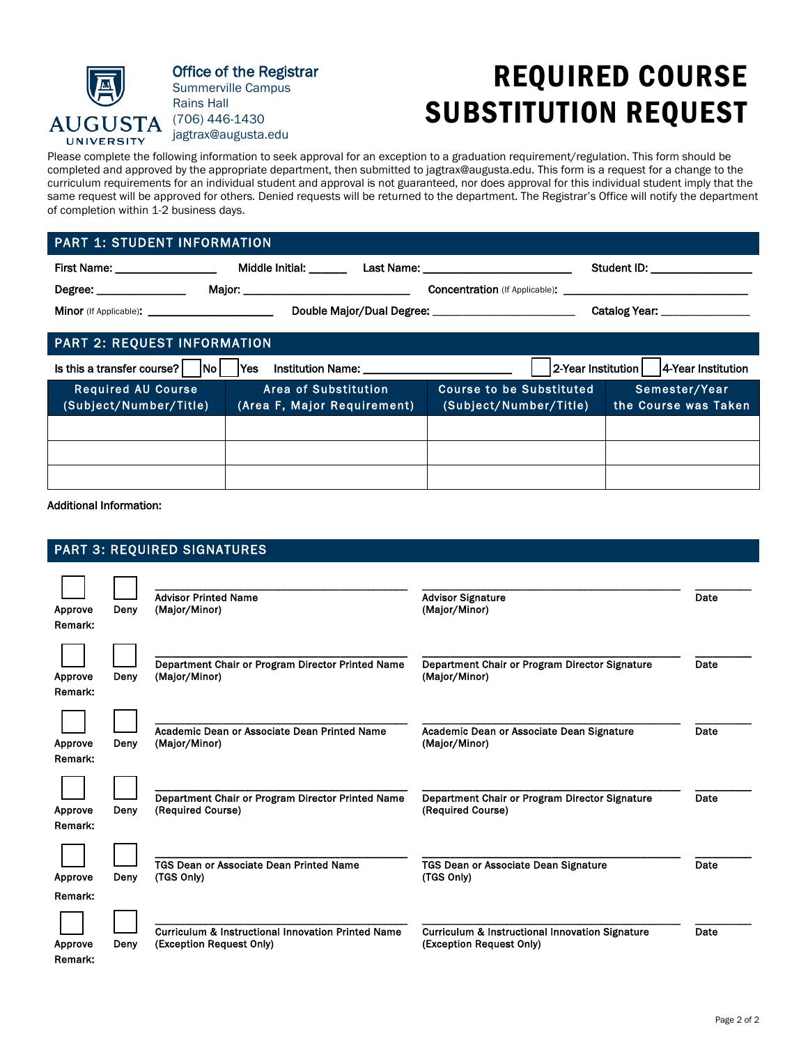Office of the Registrar
Summerville Campus
Rains Hall
(706) 446-1430
jagtrax@augusta.edu

# REQUIRED COURSE SUBSTITUTION REQUEST

Please complete the following information to seek approval for an exception to a graduation requirement/regulation. This form should be completed and approved by the appropriate department, then submitted to jagtrax@augusta.edu. This form is a request for a change to the curriculum requirements for an individual student and approval is not guaranteed, nor does approval for this individual student imply that the same request will be approved for others. Denied requests will be returned to the department. The Registrar's Office will notify the department of completion within 1-2 business days.

## PART 1: STUDENT INFORMATION

**First Name:** ________________ **Middle Initial:** ______ **Last Name:** ________________________ **Student ID:** ________________

**Degree:** ______________ **Major:** ___________________________ **Concentration** (If Applicable)**:** ______________________________

**Minor** (If Applicable)**:** ____________________ **Double Major/Dual Degree:** _______________________ **Catalog Year:** ______________

## PART 2: REQUEST INFORMATION

Is this a transfer course? ☐ No ☐ Yes Institution Name: ________________________ ☐ 2-Year Institution ☐ 4-Year Institution

| Required AU Course (Subject/Number/Title) | Area of Substitution (Area F, Major Requirement) | Course to be Substituted (Subject/Number/Title) | Semester/Year the Course was Taken |
|---|---|---|---|
| | | | |
| | | | |
| | | | |

**Additional Information:**

## PART 3: REQUIRED SIGNATURES

☐ Approve ☐ Deny
Remark:
Advisor Printed Name (Major/Minor) ________________ Advisor Signature (Major/Minor) ________________ Date ________

☐ Approve ☐ Deny
Remark:
Department Chair or Program Director Printed Name (Major/Minor) ________________ Department Chair or Program Director Signature (Major/Minor) ________________ Date ________

☐ Approve ☐ Deny
Remark:
Academic Dean or Associate Dean Printed Name (Major/Minor) ________________ Academic Dean or Associate Dean Signature (Major/Minor) ________________ Date ________

☐ Approve ☐ Deny
Remark:
Department Chair or Program Director Printed Name (Required Course) ________________ Department Chair or Program Director Signature (Required Course) ________________ Date ________

☐ Approve ☐ Deny
Remark:
TGS Dean or Associate Dean Printed Name (TGS Only) ________________ TGS Dean or Associate Dean Signature (TGS Only) ________________ Date ________

☐ Approve ☐ Deny
Remark:
Curriculum & Instructional Innovation Printed Name (Exception Request Only) ________________ Curriculum & Instructional Innovation Signature (Exception Request Only) ________________ Date ________